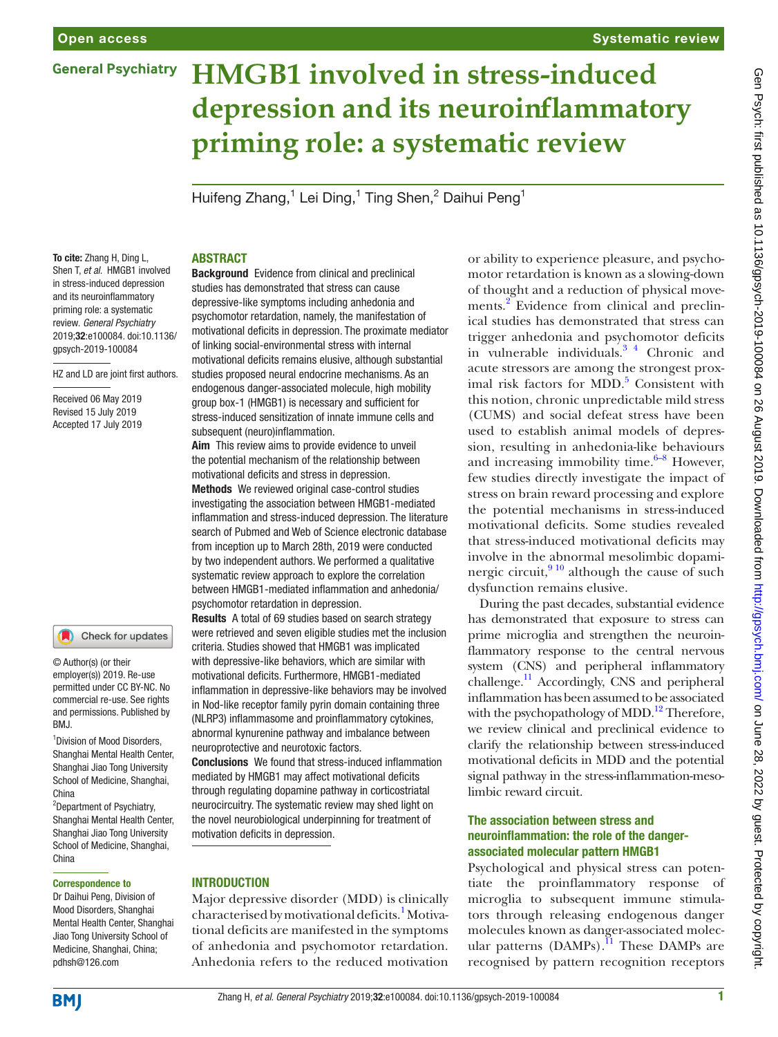# HMGB1 involved in stress-induced depression and its neuroinflammatory priming role: a systematic review

Huifeng Zhang,[1] Lei Ding,[1] Ting Shen,[2] Daihui Peng[1]

To cite: Zhang H, Ding L, Shen T, *et al*. HMGB1 involved in stress-induced depression and its neuroinflammatory priming role: a systematic review. *General Psychiatry* 2019;**32**:e100084. doi:10.1136/gpsych-2019-100084

HZ and LD are joint first authors.

Received 06 May 2019
Revised 15 July 2019
Accepted 17 July 2019

© Author(s) (or their employer(s)) 2019. Re-use permitted under CC BY-NC. No commercial re-use. See rights and permissions. Published by BMJ.

[1]Division of Mood Disorders, Shanghai Mental Health Center, Shanghai Jiao Tong University School of Medicine, Shanghai, China
[2]Department of Psychiatry, Shanghai Mental Health Center, Shanghai Jiao Tong University School of Medicine, Shanghai, China

**Correspondence to**
Dr Daihui Peng, Division of Mood Disorders, Shanghai Mental Health Center, Shanghai Jiao Tong University School of Medicine, Shanghai, China; pdhsh@126.com

## Abstract

**Background** Evidence from clinical and preclinical studies has demonstrated that stress can cause depressive-like symptoms including anhedonia and psychomotor retardation, namely, the manifestation of motivational deficits in depression. The proximate mediator of linking social-environmental stress with internal motivational deficits remains elusive, although substantial studies proposed neural endocrine mechanisms. As an endogenous danger-associated molecule, high mobility group box-1 (HMGB1) is necessary and sufficient for stress-induced sensitization of innate immune cells and subsequent (neuro)inflammation.

**Aim** This review aims to provide evidence to unveil the potential mechanism of the relationship between motivational deficits and stress in depression.

**Methods** We reviewed original case-control studies investigating the association between HMGB1-mediated inflammation and stress-induced depression. The literature search of Pubmed and Web of Science electronic database from inception up to March 28th, 2019 were conducted by two independent authors. We performed a qualitative systematic review approach to explore the correlation between HMGB1-mediated inflammation and anhedonia/psychomotor retardation in depression.

**Results** A total of 69 studies based on search strategy were retrieved and seven eligible studies met the inclusion criteria. Studies showed that HMGB1 was implicated with depressive-like behaviors, which are similar with motivational deficits. Furthermore, HMGB1-mediated inflammation in depressive-like behaviors may be involved in Nod-like receptor family pyrin domain containing three (NLRP3) inflammasome and proinflammatory cytokines, abnormal kynurenine pathway and imbalance between neuroprotective and neurotoxic factors.

**Conclusions** We found that stress-induced inflammation mediated by HMGB1 may affect motivational deficits through regulating dopamine pathway in corticostriatal neurocircuitry. The systematic review may shed light on the novel neurobiological underpinning for treatment of motivation deficits in depression.

## Introduction

Major depressive disorder (MDD) is clinically characterised by motivational deficits.[1] Motivational deficits are manifested in the symptoms of anhedonia and psychomotor retardation. Anhedonia refers to the reduced motivation or ability to experience pleasure, and psychomotor retardation is known as a slowing-down of thought and a reduction of physical movements.[2] Evidence from clinical and preclinical studies has demonstrated that stress can trigger anhedonia and psychomotor deficits in vulnerable individuals.[3,4] Chronic and acute stressors are among the strongest proximal risk factors for MDD.[5] Consistent with this notion, chronic unpredictable mild stress (CUMS) and social defeat stress have been used to establish animal models of depression, resulting in anhedonia-like behaviours and increasing immobility time.[6–8] However, few studies directly investigate the impact of stress on brain reward processing and explore the potential mechanisms in stress-induced motivational deficits. Some studies revealed that stress-induced motivational deficits may involve in the abnormal mesolimbic dopaminergic circuit,[9,10] although the cause of such dysfunction remains elusive.

During the past decades, substantial evidence has demonstrated that exposure to stress can prime microglia and strengthen the neuroinflammatory response to the central nervous system (CNS) and peripheral inflammatory challenge.[11] Accordingly, CNS and peripheral inflammation has been assumed to be associated with the psychopathology of MDD.[12] Therefore, we review clinical and preclinical evidence to clarify the relationship between stress-induced motivational deficits in MDD and the potential signal pathway in the stress-inflammation-mesolimbic reward circuit.

### The association between stress and neuroinflammation: the role of the danger-associated molecular pattern HMGB1

Psychological and physical stress can potentiate the proinflammatory response of microglia to subsequent immune stimulators through releasing endogenous danger molecules known as danger-associated molecular patterns (DAMPs).[11] These DAMPs are recognised by pattern recognition receptors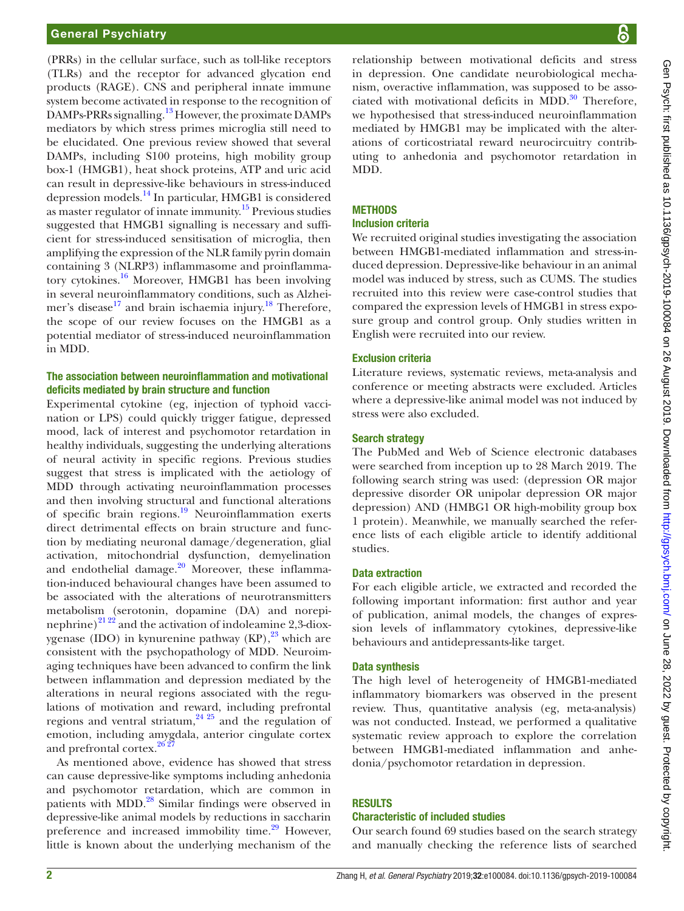(PRRs) in the cellular surface, such as toll-like receptors (TLRs) and the receptor for advanced glycation end products (RAGE). CNS and peripheral innate immune system become activated in response to the recognition of DAMPs-PRRs signalling.[13] However, the proximate DAMPs mediators by which stress primes microglia still need to be elucidated. One previous review showed that several DAMPs, including S100 proteins, high mobility group box-1 (HMGB1), heat shock proteins, ATP and uric acid can result in depressive-like behaviours in stress-induced depression models.[14] In particular, HMGB1 is considered as master regulator of innate immunity.[15] Previous studies suggested that HMGB1 signalling is necessary and sufficient for stress-induced sensitisation of microglia, then amplifying the expression of the NLR family pyrin domain containing 3 (NLRP3) inflammasome and proinflammatory cytokines.[16] Moreover, HMGB1 has been involving in several neuroinflammatory conditions, such as Alzheimer's disease[17] and brain ischaemia injury.[18] Therefore, the scope of our review focuses on the HMGB1 as a potential mediator of stress-induced neuroinflammation in MDD.

### The association between neuroinflammation and motivational deficits mediated by brain structure and function

Experimental cytokine (eg, injection of typhoid vaccination or LPS) could quickly trigger fatigue, depressed mood, lack of interest and psychomotor retardation in healthy individuals, suggesting the underlying alterations of neural activity in specific regions. Previous studies suggest that stress is implicated with the aetiology of MDD through activating neuroinflammation processes and then involving structural and functional alterations of specific brain regions.[19] Neuroinflammation exerts direct detrimental effects on brain structure and function by mediating neuronal damage/degeneration, glial activation, mitochondrial dysfunction, demyelination and endothelial damage.[20] Moreover, these inflammation-induced behavioural changes have been assumed to be associated with the alterations of neurotransmitters metabolism (serotonin, dopamine (DA) and norepinephrine)[21,22] and the activation of indoleamine 2,3-dioxygenase (IDO) in kynurenine pathway (KP),[23] which are consistent with the psychopathology of MDD. Neuroimaging techniques have been advanced to confirm the link between inflammation and depression mediated by the alterations in neural regions associated with the regulations of motivation and reward, including prefrontal regions and ventral striatum,[24,25] and the regulation of emotion, including amygdala, anterior cingulate cortex and prefrontal cortex.[26,27]

As mentioned above, evidence has showed that stress can cause depressive-like symptoms including anhedonia and psychomotor retardation, which are common in patients with MDD.[28] Similar findings were observed in depressive-like animal models by reductions in saccharin preference and increased immobility time.[29] However, little is known about the underlying mechanism of the relationship between motivational deficits and stress in depression. One candidate neurobiological mechanism, overactive inflammation, was supposed to be associated with motivational deficits in MDD.[30] Therefore, we hypothesised that stress-induced neuroinflammation mediated by HMGB1 may be implicated with the alterations of corticostriatal reward neurocircuitry contributing to anhedonia and psychomotor retardation in MDD.

## METHODS

### Inclusion criteria

We recruited original studies investigating the association between HMGB1-mediated inflammation and stress-induced depression. Depressive-like behaviour in an animal model was induced by stress, such as CUMS. The studies recruited into this review were case-control studies that compared the expression levels of HMGB1 in stress exposure group and control group. Only studies written in English were recruited into our review.

### Exclusion criteria

Literature reviews, systematic reviews, meta-analysis and conference or meeting abstracts were excluded. Articles where a depressive-like animal model was not induced by stress were also excluded.

### Search strategy

The PubMed and Web of Science electronic databases were searched from inception up to 28 March 2019. The following search string was used: (depression OR major depressive disorder OR unipolar depression OR major depression) AND (HMBG1 OR high-mobility group box 1 protein). Meanwhile, we manually searched the reference lists of each eligible article to identify additional studies.

### Data extraction

For each eligible article, we extracted and recorded the following important information: first author and year of publication, animal models, the changes of expression levels of inflammatory cytokines, depressive-like behaviours and antidepressants-like target.

### Data synthesis

The high level of heterogeneity of HMGB1-mediated inflammatory biomarkers was observed in the present review. Thus, quantitative analysis (eg, meta-analysis) was not conducted. Instead, we performed a qualitative systematic review approach to explore the correlation between HMGB1-mediated inflammation and anhedonia/psychomotor retardation in depression.

## RESULTS

### Characteristic of included studies

Our search found 69 studies based on the search strategy and manually checking the reference lists of searched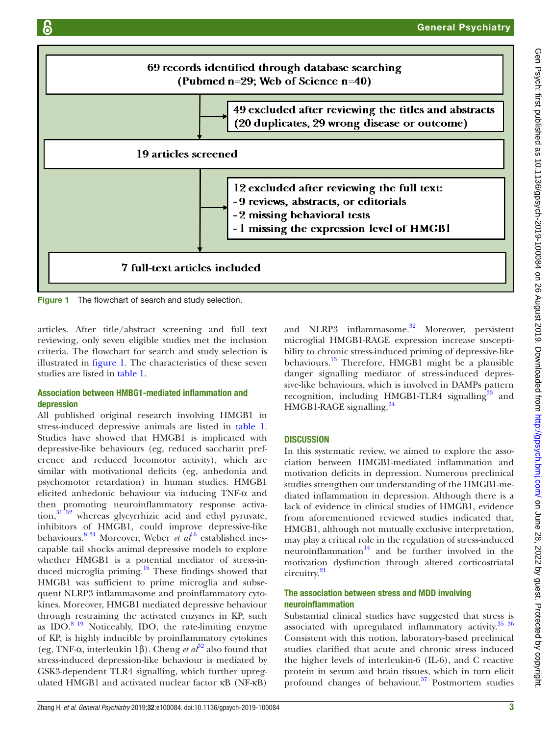69 records identified through database searching (Pubmed n=29; Web of Science n=40)

49 excluded after reviewing the titles and abstracts (20 duplicates, 29 wrong disease or outcome)

19 articles screened

12 excluded after reviewing the full text:
- 9 reviews, abstracts, or editorials
- 2 missing behavioral tests
- 1 missing the expression level of HMGB1

7 full-text articles included

Figure 1 The flowchart of search and study selection.

articles. After title/abstract screening and full text reviewing, only seven eligible studies met the inclusion criteria. The flowchart for search and study selection is illustrated in figure 1. The characteristics of these seven studies are listed in table 1.

### Association between HMBG1-mediated inflammation and depression

All published original research involving HMGB1 in stress-induced depressive animals are listed in table 1. Studies have showed that HMGB1 is implicated with depressive-like behaviours (eg, reduced saccharin preference and reduced locomotor activity), which are similar with motivational deficits (eg, anhedonia and psychomotor retardation) in human studies. HMGB1 elicited anhedonic behaviour via inducing TNF-α and then promoting neuroinflammatory response activation,[31 32] whereas glycyrrhizic acid and ethyl pyruvate, inhibitors of HMGB1, could improve depressive-like behaviours.[8 31] Moreover, Weber *et al*[16] established inescapable tail shocks animal depressive models to explore whether HMGB1 is a potential mediator of stress-induced microglia priming.[16] These findings showed that HMGB1 was sufficient to prime microglia and subsequent NLRP3 inflammasome and proinflammatory cytokines. Moreover, HMGB1 mediated depressive behaviour through restraining the activated enzymes in KP, such as IDO.[8 19] Noticeably, IDO, the rate-limiting enzyme of KP, is highly inducible by proinflammatory cytokines (eg, TNF-α, interleukin 1β). Cheng *et al*[32] also found that stress-induced depression-like behaviour is mediated by GSK3-dependent TLR4 signalling, which further upregulated HMGB1 and activated nuclear factor κB (NF-κB) and NLRP3 inflammasome.[32] Moreover, persistent microglial HMGB1-RAGE expression increase susceptibility to chronic stress-induced priming of depressive-like behaviours.[13] Therefore, HMGB1 might be a plausible danger signalling mediator of stress-induced depressive-like behaviours, which is involved in DAMPs pattern recognition, including HMGB1-TLR4 signalling[33] and HMGB1-RAGE signalling.[34]

## DISCUSSION

In this systematic review, we aimed to explore the association between HMGB1-mediated inflammation and motivation deficits in depression. Numerous preclinical studies strengthen our understanding of the HMGB1-mediated inflammation in depression. Although there is a lack of evidence in clinical studies of HMGB1, evidence from aforementioned reviewed studies indicated that, HMGB1, although not mutually exclusive interpretation, may play a critical role in the regulation of stress-induced neuroinflammation[14] and be further involved in the motivation dysfunction through altered corticostriatal circuitry.[21]

### The association between stress and MDD involving neuroinflammation

Substantial clinical studies have suggested that stress is associated with upregulated inflammatory activity.[35 36] Consistent with this notion, laboratory-based preclinical studies clarified that acute and chronic stress induced the higher levels of interleukin-6 (IL-6), and C reactive protein in serum and brain tissues, which in turn elicit profound changes of behaviour.[37] Postmortem studies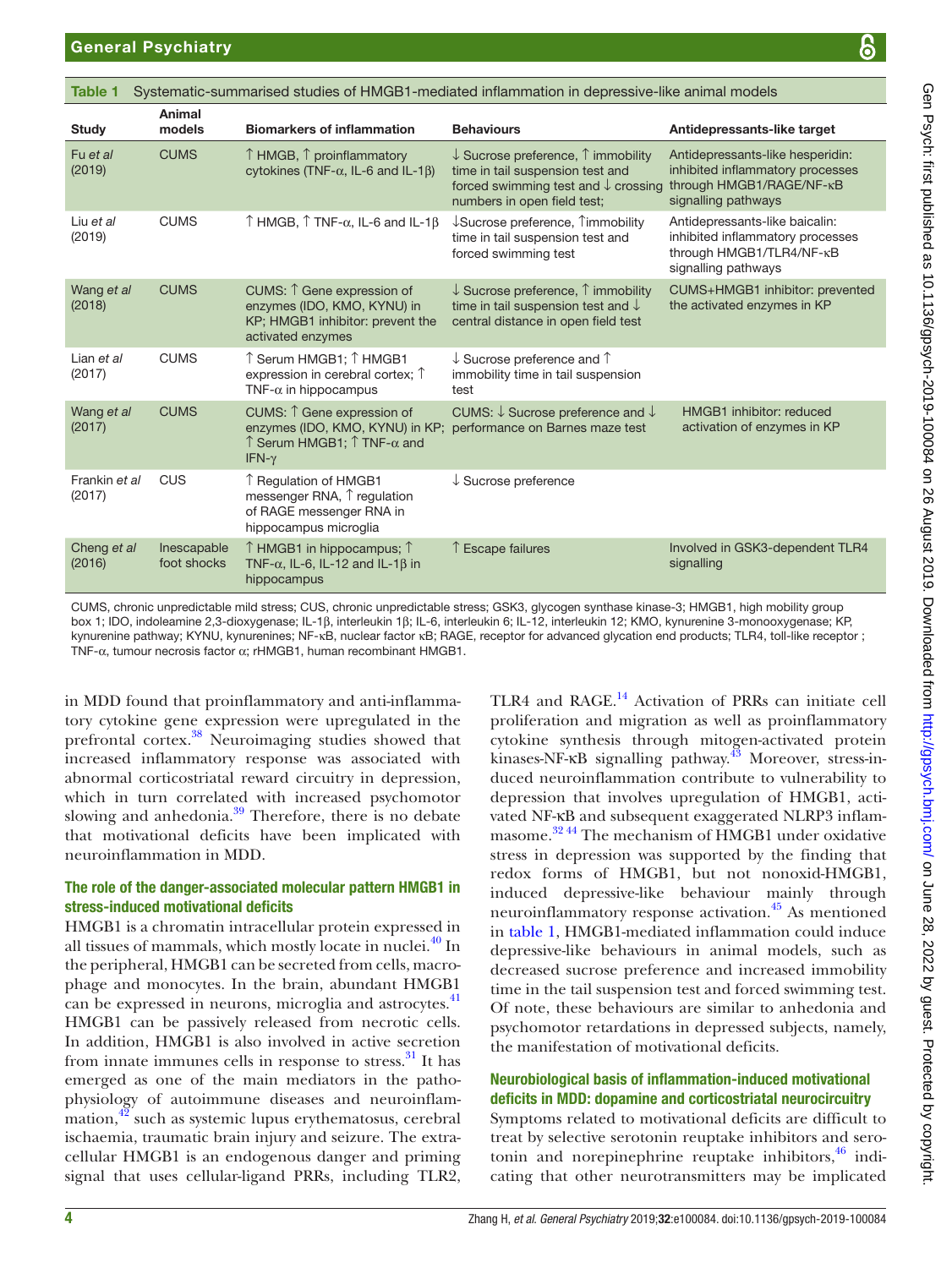Table 1 Systematic-summarised studies of HMGB1-mediated inflammation in depressive-like animal models

| Study | Animal models | Biomarkers of inflammation | Behaviours | Antidepressants-like target |
|---|---|---|---|---|
| Fu *et al* (2019) | CUMS | ↑ HMGB, ↑ proinflammatory cytokines (TNF-α, IL-6 and IL-1β) | ↓ Sucrose preference, ↑ immobility time in tail suspension test and forced swimming test and ↓ crossing numbers in open field test; | Antidepressants-like hesperidin: inhibited inflammatory processes through HMGB1/RAGE/NF-κB signalling pathways |
| Liu *et al* (2019) | CUMS | ↑ HMGB, ↑ TNF-α, IL-6 and IL-1β | ↓Sucrose preference, ↑immobility time in tail suspension test and forced swimming test | Antidepressants-like baicalin: inhibited inflammatory processes through HMGB1/TLR4/NF-κB signalling pathways |
| Wang *et al* (2018) | CUMS | CUMS: ↑ Gene expression of enzymes (IDO, KMO, KYNU) in KP; HMGB1 inhibitor: prevent the activated enzymes | ↓ Sucrose preference, ↑ immobility time in tail suspension test and ↓ central distance in open field test | CUMS+HMGB1 inhibitor: prevented the activated enzymes in KP |
| Lian *et al* (2017) | CUMS | ↑ Serum HMGB1; ↑ HMGB1 expression in cerebral cortex; ↑ TNF-α in hippocampus | ↓ Sucrose preference and ↑ immobility time in tail suspension test | |
| Wang *et al* (2017) | CUMS | CUMS: ↑ Gene expression of enzymes (IDO, KMO, KYNU) in KP; ↑ Serum HMGB1; ↑ TNF-α and IFN-γ | CUMS: ↓ Sucrose preference and ↓ performance on Barnes maze test | HMGB1 inhibitor: reduced activation of enzymes in KP |
| Frankin *et al* (2017) | CUS | ↑ Regulation of HMGB1 messenger RNA, ↑ regulation of RAGE messenger RNA in hippocampus microglia | ↓ Sucrose preference | |
| Cheng *et al* (2016) | Inescapable foot shocks | ↑ HMGB1 in hippocampus; ↑ TNF-α, IL-6, IL-12 and IL-1β in hippocampus | ↑ Escape failures | Involved in GSK3-dependent TLR4 signalling |

CUMS, chronic unpredictable mild stress; CUS, chronic unpredictable stress; GSK3, glycogen synthase kinase-3; HMGB1, high mobility group box 1; IDO, indoleamine 2,3-dioxygenase; IL-1β, interleukin 1β; IL-6, interleukin 6; IL-12, interleukin 12; KMO, kynurenine 3-monooxygenase; KP, kynurenine pathway; KYNU, kynurenines; NF-κB, nuclear factor κB; RAGE, receptor for advanced glycation end products; TLR4, toll-like receptor ; TNF-α, tumour necrosis factor α; rHMGB1, human recombinant HMGB1.

in MDD found that proinflammatory and anti-inflammatory cytokine gene expression were upregulated in the prefrontal cortex.[38] Neuroimaging studies showed that increased inflammatory response was associated with abnormal corticostriatal reward circuitry in depression, which in turn correlated with increased psychomotor slowing and anhedonia.[39] Therefore, there is no debate that motivational deficits have been implicated with neuroinflammation in MDD.

## The role of the danger-associated molecular pattern HMGB1 in stress-induced motivational deficits

HMGB1 is a chromatin intracellular protein expressed in all tissues of mammals, which mostly locate in nuclei.[40] In the peripheral, HMGB1 can be secreted from cells, macrophage and monocytes. In the brain, abundant HMGB1 can be expressed in neurons, microglia and astrocytes.[41] HMGB1 can be passively released from necrotic cells. In addition, HMGB1 is also involved in active secretion from innate immunes cells in response to stress.[31] It has emerged as one of the main mediators in the pathophysiology of autoimmune diseases and neuroinflammation,[42] such as systemic lupus erythematosus, cerebral ischaemia, traumatic brain injury and seizure. The extracellular HMGB1 is an endogenous danger and priming signal that uses cellular-ligand PRRs, including TLR2, TLR4 and RAGE.[14] Activation of PRRs can initiate cell proliferation and migration as well as proinflammatory cytokine synthesis through mitogen-activated protein kinases-NF-κB signalling pathway.[43] Moreover, stress-induced neuroinflammation contribute to vulnerability to depression that involves upregulation of HMGB1, activated NF-κB and subsequent exaggerated NLRP3 inflammasome.[32,44] The mechanism of HMGB1 under oxidative stress in depression was supported by the finding that redox forms of HMGB1, but not nonoxid-HMGB1, induced depressive-like behaviour mainly through neuroinflammatory response activation.[45] As mentioned in table 1, HMGB1-mediated inflammation could induce depressive-like behaviours in animal models, such as decreased sucrose preference and increased immobility time in the tail suspension test and forced swimming test. Of note, these behaviours are similar to anhedonia and psychomotor retardations in depressed subjects, namely, the manifestation of motivational deficits.

## Neurobiological basis of inflammation-induced motivational deficits in MDD: dopamine and corticostriatal neurocircuitry

Symptoms related to motivational deficits are difficult to treat by selective serotonin reuptake inhibitors and serotonin and norepinephrine reuptake inhibitors,[46] indicating that other neurotransmitters may be implicated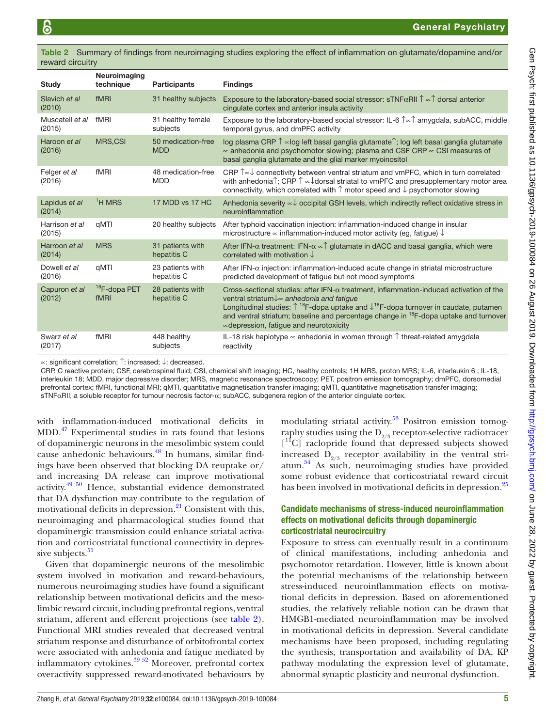**Table 2** Summary of findings from neuroimaging studies exploring the effect of inflammation on glutamate/dopamine and/or reward circuitry

| Study | Neuroimaging technique | Participants | Findings |
|---|---|---|---|
| Slavich *et al* (2010) | fMRI | 31 healthy subjects | Exposure to the laboratory-based social stressor: sTNFαRII ↑ ∝↑ dorsal anterior cingulate cortex and anterior insula activity |
| Muscatell *et al* (2015) | fMRI | 31 healthy female subjects | Exposure to the laboratory-based social stressor: IL-6 ↑∝↑ amygdala, subACC, middle temporal gyrus, and dmPFC activity |
| Haroon *et al* (2016) | MRS,CSI | 50 medication-free MDD | log plasma CRP ↑ ∝log left basal ganglia glutamate↑; log left basal ganglia glutamate ∝ anhedonia and psychomotor slowing; plasma and CSF CRP ∝ CSI measures of basal ganglia glutamate and the glial marker myoinositol |
| Felger *et al* (2016) | fMRI | 48 medication-free MDD | CRP ↑∝↓ connectivity between ventral striatum and vmPFC, which in turn correlated with anhedonia↑; CRP ↑ ∝↓dorsal striatal to vmPFC and presupplementary motor area connectivity, which correlated with ↑ motor speed and ↓ psychomotor slowing |
| Lapidus *et al* (2014) | $^{1}$H MRS | 17 MDD vs 17 HC | Anhedonia severity ∝↓ occipital GSH levels, which indirectly reflect oxidative stress in neuroinflammation |
| Harrison *et al* (2015) | qMTI | 20 healthy subjects | After typhoid vaccination injection: inflammation-induced change in insular microstructure ∝ inflammation-induced motor activity (eg, fatigue) ↓ |
| Harroon *et al* (2014) | MRS | 31 patients with hepatitis C | After IFN-α treatment: IFN-α ∝↑ glutamate in dACC and basal ganglia, which were correlated with motivation ↓ |
| Dowell *et al* (2016) | qMTI | 23 patients with hepatitis C | After IFN-α injection: inflammation-induced acute change in striatal microstructure predicted development of fatigue but not mood symptoms |
| Capuron *et al* (2012) | $^{18}$F-dopa PET fMRI | 28 patients with hepatitis C | Cross-sectional studies: after IFN-α treatment, inflammation-induced activation of the ventral striatum↓∝ *anhedonia and fatigue*<br>Longitudinal studies: ↑ $^{18}$F-dopa uptake and ↓$^{18}$F-dopa turnover in caudate, putamen and ventral striatum; baseline and percentage change in $^{18}$F-dopa uptake and turnover ∝depression, fatigue and neurotoxicity |
| Swarz *et al* (2017) | fMRI | 448 healthy subjects | IL-18 risk haplotype ∝ anhedonia in women through ↑ threat-related amygdala reactivity |

∝: significant correlation; ↑: increased; ↓: decreased.

CRP, C reactive protein; CSF, cerebrospinal fluid; CSI, chemical shift imaging; HC, healthy controls; 1H MRS, proton MRS; IL-6, interleukin 6 ; IL-18, interleukin 18; MDD, major depressive disorder; MRS, magnetic resonance spectroscopy; PET, positron emission tomography; dmPFC, dorsomedial prefrontal cortex; fMRI, functional MRI; qMTI, quantitative magnetisation transfer imaging; qMTI, quantitative magnetisation transfer imaging; sTNFαRII, a soluble receptor for tumour necrosis factor-α; subACC, subgenera region of the anterior cingulate cortex.

with inflammation-induced motivational deficits in MDD.[47] Experimental studies in rats found that lesions of dopaminergic neurons in the mesolimbic system could cause anhedonic behaviours.[48] In humans, similar findings have been observed that blocking DA reuptake or/and increasing DA release can improve motivational activity.[49 50] Hence, substantial evidence demonstrated that DA dysfunction may contribute to the regulation of motivational deficits in depression.[21] Consistent with this, neuroimaging and pharmacological studies found that dopaminergic transmission could enhance striatal activation and corticostriatal functional connectivity in depressive subjects.[51]

Given that dopaminergic neurons of the mesolimbic system involved in motivation and reward-behaviours, numerous neuroimaging studies have found a significant relationship between motivational deficits and the mesolimbic reward circuit, including prefrontal regions, ventral striatum, afferent and efferent projections (see table 2). Functional MRI studies revealed that decreased ventral striatum response and disturbance of orbitofrontal cortex were associated with anhedonia and fatigue mediated by inflammatory cytokines.[39 52] Moreover, prefrontal cortex overactivity suppressed reward-motivated behaviours by modulating striatal activity.[53] Positron emission tomography studies using the $D_{2/3}$ receptor-selective radiotracer [$^{11}$C] raclopride found that depressed subjects showed increased $D_{2/3}$ receptor availability in the ventral striatum.[54] As such, neuroimaging studies have provided some robust evidence that corticostriatal reward circuit has been involved in motivational deficits in depression.[25]

## Candidate mechanisms of stress-induced neuroinflammation effects on motivational deficits through dopaminergic corticostriatal neurocircuitry

Exposure to stress can eventually result in a continuum of clinical manifestations, including anhedonia and psychomotor retardation. However, little is known about the potential mechanisms of the relationship between stress-induced neuroinflammation effects on motivational deficits in depression. Based on aforementioned studies, the relatively reliable notion can be drawn that HMGB1-mediated neuroinflammation may be involved in motivational deficits in depression. Several candidate mechanisms have been proposed, including regulating the synthesis, transportation and availability of DA, KP pathway modulating the expression level of glutamate, abnormal synaptic plasticity and neuronal dysfunction.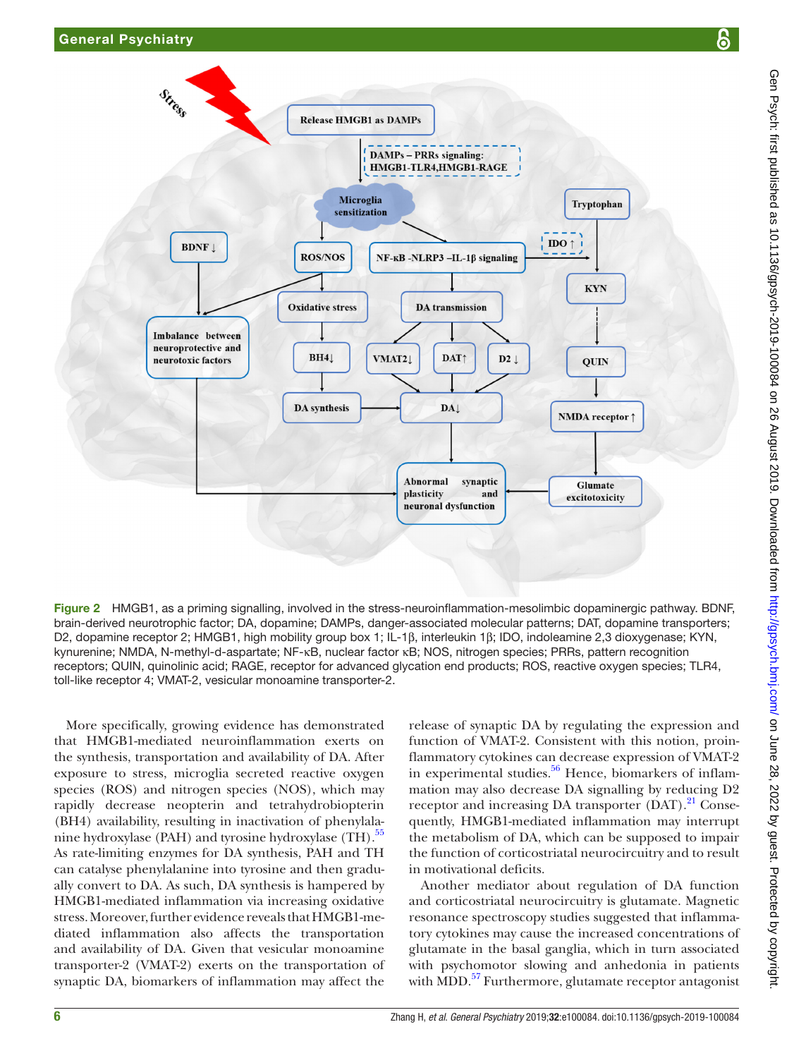Figure 2 HMGB1, as a priming signalling, involved in the stress-neuroinflammation-mesolimbic dopaminergic pathway. BDNF, brain-derived neurotrophic factor; DA, dopamine; DAMPs, danger-associated molecular patterns; DAT, dopamine transporters; D2, dopamine receptor 2; HMGB1, high mobility group box 1; IL-1β, interleukin 1β; IDO, indoleamine 2,3 dioxygenase; KYN, kynurenine; NMDA, N-methyl-d-aspartate; NF-κB, nuclear factor κB; NOS, nitrogen species; PRRs, pattern recognition receptors; QUIN, quinolinic acid; RAGE, receptor for advanced glycation end products; ROS, reactive oxygen species; TLR4, toll-like receptor 4; VMAT-2, vesicular monoamine transporter-2.

More specifically, growing evidence has demonstrated that HMGB1-mediated neuroinflammation exerts on the synthesis, transportation and availability of DA. After exposure to stress, microglia secreted reactive oxygen species (ROS) and nitrogen species (NOS), which may rapidly decrease neopterin and tetrahydrobiopterin (BH4) availability, resulting in inactivation of phenylalanine hydroxylase (PAH) and tyrosine hydroxylase (TH).[55] As rate-limiting enzymes for DA synthesis, PAH and TH can catalyse phenylalanine into tyrosine and then gradually convert to DA. As such, DA synthesis is hampered by HMGB1-mediated inflammation via increasing oxidative stress. Moreover, further evidence reveals that HMGB1-mediated inflammation also affects the transportation and availability of DA. Given that vesicular monoamine transporter-2 (VMAT-2) exerts on the transportation of synaptic DA, biomarkers of inflammation may affect the release of synaptic DA by regulating the expression and function of VMAT-2. Consistent with this notion, proinflammatory cytokines can decrease expression of VMAT-2 in experimental studies.[56] Hence, biomarkers of inflammation may also decrease DA signalling by reducing D2 receptor and increasing DA transporter (DAT).[21] Consequently, HMGB1-mediated inflammation may interrupt the metabolism of DA, which can be supposed to impair the function of corticostriatal neurocircuitry and to result in motivational deficits.

Another mediator about regulation of DA function and corticostriatal neurocircuitry is glutamate. Magnetic resonance spectroscopy studies suggested that inflammatory cytokines may cause the increased concentrations of glutamate in the basal ganglia, which in turn associated with psychomotor slowing and anhedonia in patients with MDD.[57] Furthermore, glutamate receptor antagonist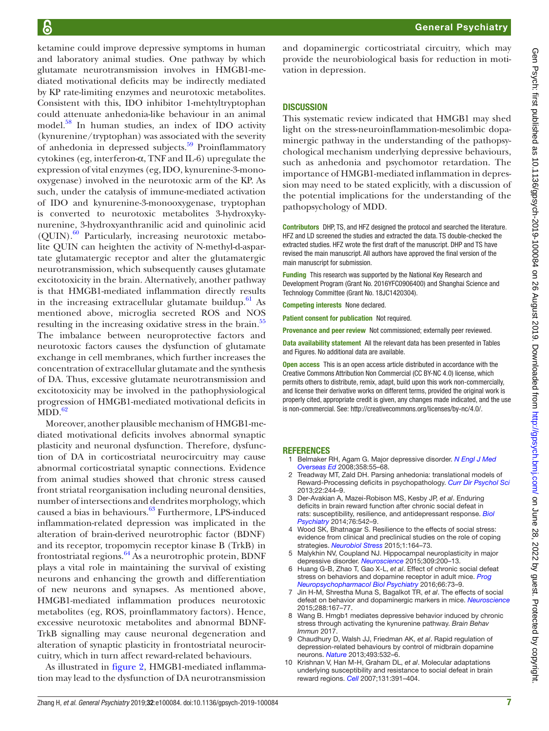ketamine could improve depressive symptoms in human and laboratory animal studies. One pathway by which glutamate neurotransmission involves in HMGB1-mediated motivational deficits may be indirectly mediated by KP rate-limiting enzymes and neurotoxic metabolites. Consistent with this, IDO inhibitor 1-mehtyltryptophan could attenuate anhedonia-like behaviour in an animal model.[58] In human studies, an index of IDO activity (kynurenine/tryptophan) was associated with the severity of anhedonia in depressed subjects.[59] Proinflammatory cytokines (eg, interferon-α, TNF and IL-6) upregulate the expression of vital enzymes (eg, IDO, kynurenine-3-monooxygenase) involved in the neurotoxic arm of the KP. As such, under the catalysis of immune-mediated activation of IDO and kynurenine-3-monooxygenase, tryptophan is converted to neurotoxic metabolites 3-hydroxykynurenine, 3-hydroxyanthranilic acid and quinolinic acid (QUIN).[60] Particularly, increasing neurotoxic metabolite QUIN can heighten the activity of N-methyl-d-aspartate glutamatergic receptor and alter the glutamatergic neurotransmission, which subsequently causes glutamate excitotoxicity in the brain. Alternatively, another pathway is that HMGB1-mediated inflammation directly results in the increasing extracellular glutamate buildup.[61] As mentioned above, microglia secreted ROS and NOS resulting in the increasing oxidative stress in the brain.[55] The imbalance between neuroprotective factors and neurotoxic factors causes the dysfunction of glutamate exchange in cell membranes, which further increases the concentration of extracellular glutamate and the synthesis of DA. Thus, excessive glutamate neurotransmission and excitotoxicity may be involved in the pathophysiological progression of HMGB1-mediated motivational deficits in MDD.[62]

Moreover, another plausible mechanism of HMGB1-mediated motivational deficits involves abnormal synaptic plasticity and neuronal dysfunction. Therefore, dysfunction of DA in corticostriatal neurocircuitry may cause abnormal corticostriatal synaptic connections. Evidence from animal studies showed that chronic stress caused front striatal reorganisation including neuronal densities, number of intersections and dendrites morphology, which caused a bias in behaviours.[63] Furthermore, LPS-induced inflammation-related depression was implicated in the alteration of brain-derived neurotrophic factor (BDNF) and its receptor, tropomycin receptor kinase B (TrkB) in frontostriatal regions.[64] As a neurotrophic protein, BDNF plays a vital role in maintaining the survival of existing neurons and enhancing the growth and differentiation of new neurons and synapses. As mentioned above, HMGB1-mediated inflammation produces neurotoxic metabolites (eg, ROS, proinflammatory factors). Hence, excessive neurotoxic metabolites and abnormal BDNF-TrkB signalling may cause neuronal degeneration and alteration of synaptic plasticity in frontostriatal neurocircuitry, which in turn affect reward-related behaviours.

As illustrated in figure 2, HMGB1-mediated inflammation may lead to the dysfunction of DA neurotransmission and dopaminergic corticostriatal circuitry, which may provide the neurobiological basis for reduction in motivation in depression.

## DISCUSSION

This systematic review indicated that HMGB1 may shed light on the stress-neuroinflammation-mesolimbic dopaminergic pathway in the understanding of the pathopsychological mechanism underlying depressive behaviours, such as anhedonia and psychomotor retardation. The importance of HMGB1-mediated inflammation in depression may need to be stated explicitly, with a discussion of the potential implications for the understanding of the pathopsychology of MDD.

**Contributors** DHP, TS, and HFZ designed the protocol and searched the literature. HFZ and LD screened the studies and extracted the data. TS double-checked the extracted studies. HFZ wrote the first draft of the manuscript. DHP and TS have revised the main manuscript. All authors have approved the final version of the main manuscript for submission.

**Funding** This research was supported by the National Key Research and Development Program (Grant No. 2016YFC0906400) and Shanghai Science and Technology Committee (Grant No. 18JC1420304).

**Competing interests** None declared.

**Patient consent for publication** Not required.

**Provenance and peer review** Not commissioned; externally peer reviewed.

**Data availability statement** All the relevant data has been presented in Tables and Figures. No additional data are available.

**Open access** This is an open access article distributed in accordance with the Creative Commons Attribution Non Commercial (CC BY-NC 4.0) license, which permits others to distribute, remix, adapt, build upon this work non-commercially, and license their derivative works on different terms, provided the original work is properly cited, appropriate credit is given, any changes made indicated, and the use is non-commercial. See: http://creativecommons.org/licenses/by-nc/4.0/.

## REFERENCES

1. Belmaker RH, Agam G. Major depressive disorder. *N Engl J Med Overseas Ed* 2008;358:55–68.
2. Treadway MT, Zald DH. Parsing anhedonia: translational models of Reward-Processing deficits in psychopathology. *Curr Dir Psychol Sci* 2013;22:244–9.
3. Der-Avakian A, Mazei-Robison MS, Kesby JP, *et al*. Enduring deficits in brain reward function after chronic social defeat in rats: susceptibility, resilience, and antidepressant response. *Biol Psychiatry* 2014;76:542–9.
4. Wood SK, Bhatnagar S. Resilience to the effects of social stress: evidence from clinical and preclinical studies on the role of coping strategies. *Neurobiol Stress* 2015;1:164–73.
5. Malykhin NV, Coupland NJ. Hippocampal neuroplasticity in major depressive disorder. *Neuroscience* 2015;309:200–13.
6. Huang G-B, Zhao T, Gao X-L, *et al*. Effect of chronic social defeat stress on behaviors and dopamine receptor in adult mice. *Prog Neuropsychopharmacol Biol Psychiatry* 2016;66:73–9.
7. Jin H-M, Shrestha Muna S, Bagalkot TR, *et al*. The effects of social defeat on behavior and dopaminergic markers in mice. *Neuroscience* 2015;288:167–77.
8. Wang B. Hmgb1 mediates depressive behavior induced by chronic stress through activating the kynurenine pathway. *Brain Behav Immun* 2017.
9. Chaudhury D, Walsh JJ, Friedman AK, *et al*. Rapid regulation of depression-related behaviours by control of midbrain dopamine neurons. *Nature* 2013;493:532–6.
10. Krishnan V, Han M-H, Graham DL, *et al*. Molecular adaptations underlying susceptibility and resistance to social defeat in brain reward regions. *Cell* 2007;131:391–404.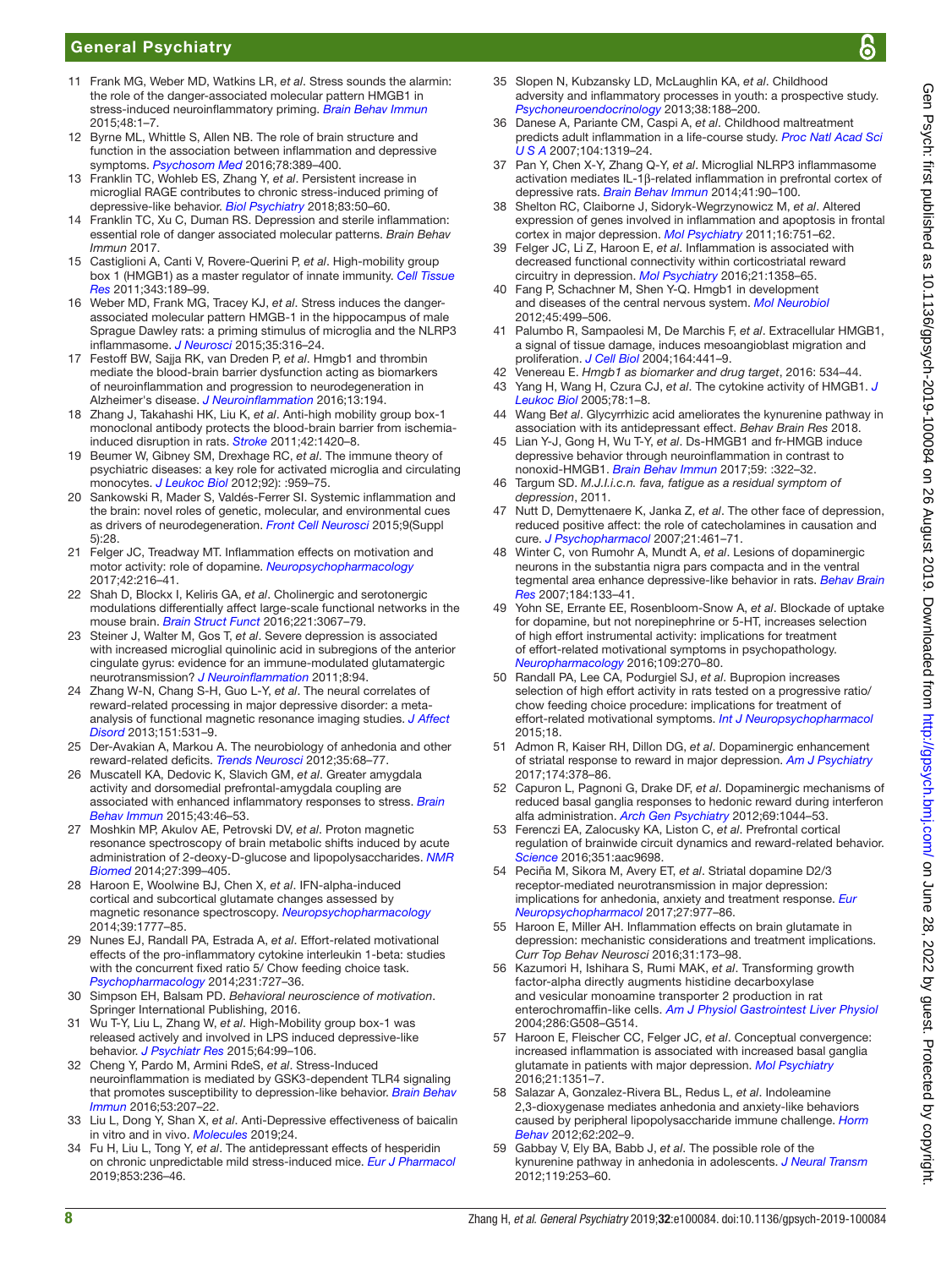11 Frank MG, Weber MD, Watkins LR, *et al*. Stress sounds the alarmin: the role of the danger-associated molecular pattern HMGB1 in stress-induced neuroinflammatory priming. *Brain Behav Immun* 2015;48:1–7.
12 Byrne ML, Whittle S, Allen NB. The role of brain structure and function in the association between inflammation and depressive symptoms. *Psychosom Med* 2016;78:389–400.
13 Franklin TC, Wohleb ES, Zhang Y, *et al*. Persistent increase in microglial RAGE contributes to chronic stress-induced priming of depressive-like behavior. *Biol Psychiatry* 2018;83:50–60.
14 Franklin TC, Xu C, Duman RS. Depression and sterile inflammation: essential role of danger associated molecular patterns. *Brain Behav Immun* 2017.
15 Castiglioni A, Canti V, Rovere-Querini P, *et al*. High-mobility group box 1 (HMGB1) as a master regulator of innate immunity. *Cell Tissue Res* 2011;343:189–99.
16 Weber MD, Frank MG, Tracey KJ, *et al*. Stress induces the danger-associated molecular pattern HMGB-1 in the hippocampus of male Sprague Dawley rats: a priming stimulus of microglia and the NLRP3 inflammasome. *J Neurosci* 2015;35:316–24.
17 Festoff BW, Sajja RK, van Dreden P, *et al*. Hmgb1 and thrombin mediate the blood-brain barrier dysfunction acting as biomarkers of neuroinflammation and progression to neurodegeneration in Alzheimer's disease. *J Neuroinflammation* 2016;13:194.
18 Zhang J, Takahashi HK, Liu K, *et al*. Anti-high mobility group box-1 monoclonal antibody protects the blood-brain barrier from ischemia-induced disruption in rats. *Stroke* 2011;42:1420–8.
19 Beumer W, Gibney SM, Drexhage RC, *et al*. The immune theory of psychiatric diseases: a key role for activated microglia and circulating monocytes. *J Leukoc Biol* 2012;92): :959–75.
20 Sankowski R, Mader S, Valdés-Ferrer SI. Systemic inflammation and the brain: novel roles of genetic, molecular, and environmental cues as drivers of neurodegeneration. *Front Cell Neurosci* 2015;9(Suppl 5):28.
21 Felger JC, Treadway MT. Inflammation effects on motivation and motor activity: role of dopamine. *Neuropsychopharmacology* 2017;42:216–41.
22 Shah D, Blockx I, Keliris GA, *et al*. Cholinergic and serotonergic modulations differentially affect large-scale functional networks in the mouse brain. *Brain Struct Funct* 2016;221:3067–79.
23 Steiner J, Walter M, Gos T, *et al*. Severe depression is associated with increased microglial quinolinic acid in subregions of the anterior cingulate gyrus: evidence for an immune-modulated glutamatergic neurotransmission? *J Neuroinflammation* 2011;8:94.
24 Zhang W-N, Chang S-H, Guo L-Y, *et al*. The neural correlates of reward-related processing in major depressive disorder: a meta-analysis of functional magnetic resonance imaging studies. *J Affect Disord* 2013;151:531–9.
25 Der-Avakian A, Markou A. The neurobiology of anhedonia and other reward-related deficits. *Trends Neurosci* 2012;35:68–77.
26 Muscatell KA, Dedovic K, Slavich GM, *et al*. Greater amygdala activity and dorsomedial prefrontal-amygdala coupling are associated with enhanced inflammatory responses to stress. *Brain Behav Immun* 2015;43:46–53.
27 Moshkin MP, Akulov AE, Petrovski DV, *et al*. Proton magnetic resonance spectroscopy of brain metabolic shifts induced by acute administration of 2-deoxy-D-glucose and lipopolysaccharides. *NMR Biomed* 2014;27:399–405.
28 Haroon E, Woolwine BJ, Chen X, *et al*. IFN-alpha-induced cortical and subcortical glutamate changes assessed by magnetic resonance spectroscopy. *Neuropsychopharmacology* 2014;39:1777–85.
29 Nunes EJ, Randall PA, Estrada A, *et al*. Effort-related motivational effects of the pro-inflammatory cytokine interleukin 1-beta: studies with the concurrent fixed ratio 5/ Chow feeding choice task. *Psychopharmacology* 2014;231:727–36.
30 Simpson EH, Balsam PD. *Behavioral neuroscience of motivation*. Springer International Publishing, 2016.
31 Wu T-Y, Liu L, Zhang W, *et al*. High-Mobility group box-1 was released actively and involved in LPS induced depressive-like behavior. *J Psychiatr Res* 2015;64:99–106.
32 Cheng Y, Pardo M, Armini RdeS, *et al*. Stress-Induced neuroinflammation is mediated by GSK3-dependent TLR4 signaling that promotes susceptibility to depression-like behavior. *Brain Behav Immun* 2016;53:207–22.
33 Liu L, Dong Y, Shan X, *et al*. Anti-Depressive effectiveness of baicalin in vitro and in vivo. *Molecules* 2019;24.
34 Fu H, Liu L, Tong Y, *et al*. The antidepressant effects of hesperidin on chronic unpredictable mild stress-induced mice. *Eur J Pharmacol* 2019;853:236–46.
35 Slopen N, Kubzansky LD, McLaughlin KA, *et al*. Childhood adversity and inflammatory processes in youth: a prospective study. *Psychoneuroendocrinology* 2013;38:188–200.
36 Danese A, Pariante CM, Caspi A, *et al*. Childhood maltreatment predicts adult inflammation in a life-course study. *Proc Natl Acad Sci U S A* 2007;104:1319–24.
37 Pan Y, Chen X-Y, Zhang Q-Y, *et al*. Microglial NLRP3 inflammasome activation mediates IL-1β-related inflammation in prefrontal cortex of depressive rats. *Brain Behav Immun* 2014;41:90–100.
38 Shelton RC, Claiborne J, Sidoryk-Wegrzynowicz M, *et al*. Altered expression of genes involved in inflammation and apoptosis in frontal cortex in major depression. *Mol Psychiatry* 2011;16:751–62.
39 Felger JC, Li Z, Haroon E, *et al*. Inflammation is associated with decreased functional connectivity within corticostriatal reward circuitry in depression. *Mol Psychiatry* 2016;21:1358–65.
40 Fang P, Schachner M, Shen Y-Q. Hmgb1 in development and diseases of the central nervous system. *Mol Neurobiol* 2012;45:499–506.
41 Palumbo R, Sampaolesi M, De Marchis F, *et al*. Extracellular HMGB1, a signal of tissue damage, induces mesoangioblast migration and proliferation. *J Cell Biol* 2004;164:441–9.
42 Venereau E. *Hmgb1 as biomarker and drug target*, 2016: 534–44.
43 Yang H, Wang H, Czura CJ, *et al*. The cytokine activity of HMGB1. *J Leukoc Biol* 2005;78:1–8.
44 Wang B*et al*. Glycyrrhizic acid ameliorates the kynurenine pathway in association with its antidepressant effect. *Behav Brain Res* 2018.
45 Lian Y-J, Gong H, Wu T-Y, *et al*. Ds-HMGB1 and fr-HMGB induce depressive behavior through neuroinflammation in contrast to nonoxid-HMGB1. *Brain Behav Immun* 2017;59: :322–32.
46 Targum SD. *M.J.l.i.c.n. fava, fatigue as a residual symptom of depression*, 2011.
47 Nutt D, Demyttenaere K, Janka Z, *et al*. The other face of depression, reduced positive affect: the role of catecholamines in causation and cure. *J Psychopharmacol* 2007;21:461–71.
48 Winter C, von Rumohr A, Mundt A, *et al*. Lesions of dopaminergic neurons in the substantia nigra pars compacta and in the ventral tegmental area enhance depressive-like behavior in rats. *Behav Brain Res* 2007;184:133–41.
49 Yohn SE, Errante EE, Rosenbloom-Snow A, *et al*. Blockade of uptake for dopamine, but not norepinephrine or 5-HT, increases selection of high effort instrumental activity: implications for treatment of effort-related motivational symptoms in psychopathology. *Neuropharmacology* 2016;109:270–80.
50 Randall PA, Lee CA, Podurgiel SJ, *et al*. Bupropion increases selection of high effort activity in rats tested on a progressive ratio/ chow feeding choice procedure: implications for treatment of effort-related motivational symptoms. *Int J Neuropsychopharmacol* 2015;18.
51 Admon R, Kaiser RH, Dillon DG, *et al*. Dopaminergic enhancement of striatal response to reward in major depression. *Am J Psychiatry* 2017;174:378–86.
52 Capuron L, Pagnoni G, Drake DF, *et al*. Dopaminergic mechanisms of reduced basal ganglia responses to hedonic reward during interferon alfa administration. *Arch Gen Psychiatry* 2012;69:1044–53.
53 Ferenczi EA, Zalocusky KA, Liston C, *et al*. Prefrontal cortical regulation of brainwide circuit dynamics and reward-related behavior. *Science* 2016;351:aac9698.
54 Peciña M, Sikora M, Avery ET, *et al*. Striatal dopamine D2/3 receptor-mediated neurotransmission in major depression: implications for anhedonia, anxiety and treatment response. *Eur Neuropsychopharmacol* 2017;27:977–86.
55 Haroon E, Miller AH. Inflammation effects on brain glutamate in depression: mechanistic considerations and treatment implications. *Curr Top Behav Neurosci* 2016;31:173–98.
56 Kazumori H, Ishihara S, Rumi MAK, *et al*. Transforming growth factor-alpha directly augments histidine decarboxylase and vesicular monoamine transporter 2 production in rat enterochromaffin-like cells. *Am J Physiol Gastrointest Liver Physiol* 2004;286:G508–G514.
57 Haroon E, Fleischer CC, Felger JC, *et al*. Conceptual convergence: increased inflammation is associated with increased basal ganglia glutamate in patients with major depression. *Mol Psychiatry* 2016;21:1351–7.
58 Salazar A, Gonzalez-Rivera BL, Redus L, *et al*. Indoleamine 2,3-dioxygenase mediates anhedonia and anxiety-like behaviors caused by peripheral lipopolysaccharide immune challenge. *Horm Behav* 2012;62:202–9.
59 Gabbay V, Ely BA, Babb J, *et al*. The possible role of the kynurenine pathway in anhedonia in adolescents. *J Neural Transm* 2012;119:253–60.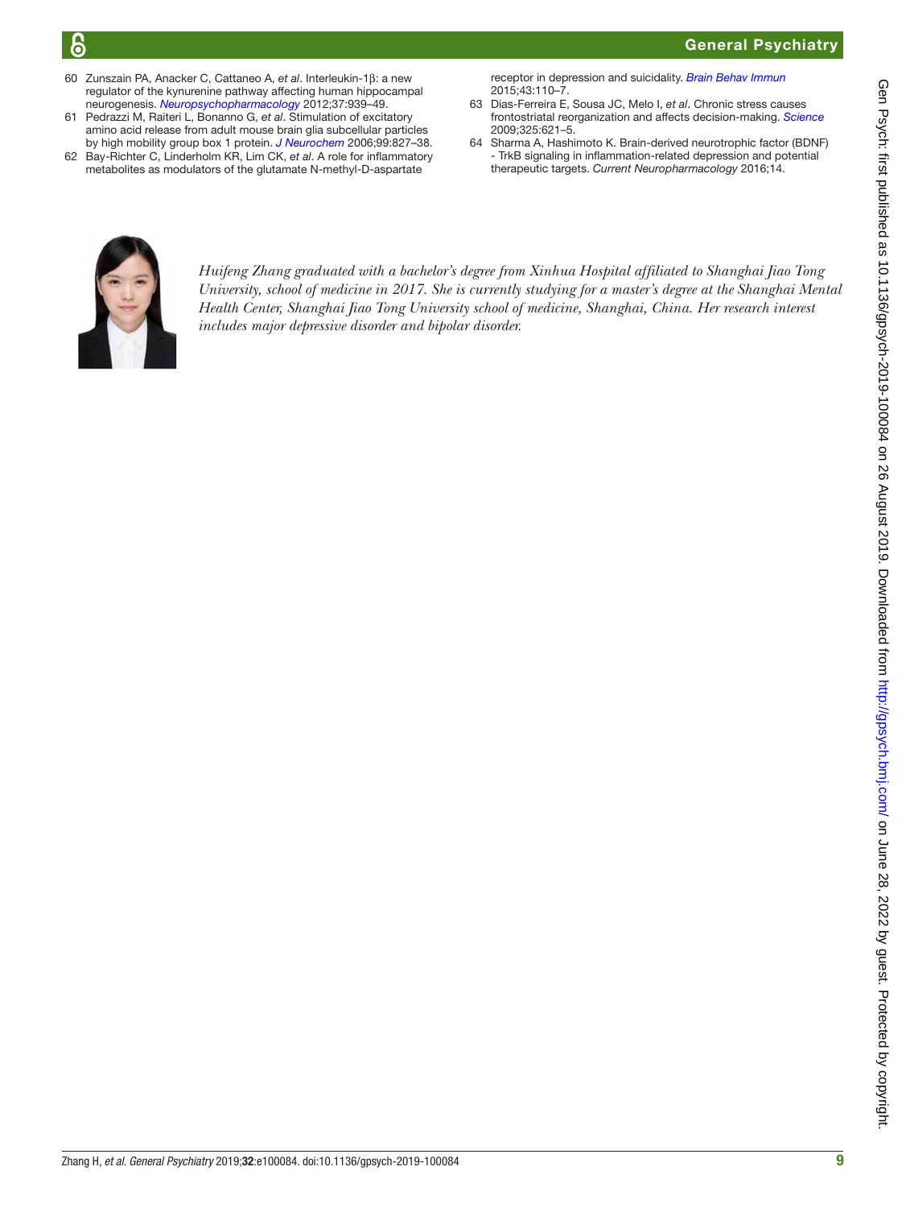60 Zunszain PA, Anacker C, Cattaneo A, *et al*. Interleukin-1β: a new regulator of the kynurenine pathway affecting human hippocampal neurogenesis. *Neuropsychopharmacology* 2012;37:939–49.

61 Pedrazzi M, Raiteri L, Bonanno G, *et al*. Stimulation of excitatory amino acid release from adult mouse brain glia subcellular particles by high mobility group box 1 protein. *J Neurochem* 2006;99:827–38.

62 Bay-Richter C, Linderholm KR, Lim CK, *et al*. A role for inflammatory metabolites as modulators of the glutamate N-methyl-D-aspartate receptor in depression and suicidality. *Brain Behav Immun* 2015;43:110–7.

63 Dias-Ferreira E, Sousa JC, Melo I, *et al*. Chronic stress causes frontostriatal reorganization and affects decision-making. *Science* 2009;325:621–5.

64 Sharma A, Hashimoto K. Brain-derived neurotrophic factor (BDNF) - TrkB signaling in inflammation-related depression and potential therapeutic targets. *Current Neuropharmacology* 2016;14.

*Huifeng Zhang graduated with a bachelor's degree from Xinhua Hospital affiliated to Shanghai Jiao Tong University, school of medicine in 2017. She is currently studying for a master's degree at the Shanghai Mental Health Center, Shanghai Jiao Tong University school of medicine, Shanghai, China. Her research interest includes major depressive disorder and bipolar disorder.*